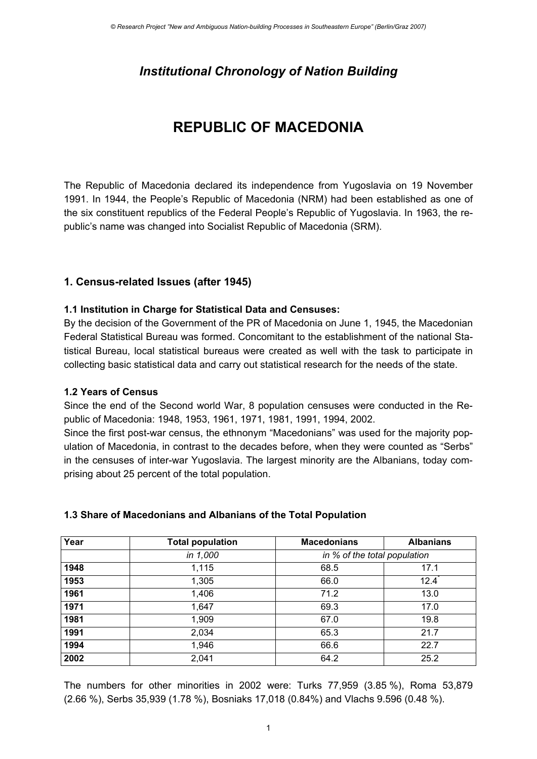## *Institutional Chronology of Nation Building*

# REPUBLIC OF MACEDONIA

The Republic of Macedonia declared its independence from Yugoslavia on 19 November 1991. In 1944, the People's Republic of Macedonia (NRM) had been established as one of the six constituent republics of the Federal People's Republic of Yugoslavia. In 1963, the republic's name was changed into Socialist Republic of Macedonia (SRM).

## 1. Census-related Issues (after 1945)

### 1.1 Institution in Charge for Statistical Data and Censuses:

By the decision of the Government of the PR of Macedonia on June 1, 1945, the Macedonian Federal Statistical Bureau was formed. Concomitant to the establishment of the national Statistical Bureau, local statistical bureaus were created as well with the task to participate in collecting basic statistical data and carry out statistical research for the needs of the state.

### 1.2 Years of Census

Since the end of the Second world War, 8 population censuses were conducted in the Republic of Macedonia: 1948, 1953, 1961, 1971, 1981, 1991, 1994, 2002.

Since the first post-war census, the ethnonym "Macedonians" was used for the majority population of Macedonia, in contrast to the decades before, when they were counted as "Serbs" in the censuses of inter-war Yugoslavia. The largest minority are the Albanians, today comprising about 25 percent of the total population.

### 1.3 Share of Macedonians and Albanians of the Total Population

| Year | Total population | Macedonians | Albanians |
|---|---|---|---|
| | *in 1,000* | *in % of the total population* | |
| **1948** | 1,115 | 68.5 | 17.1 |
| **1953** | 1,305 | 66.0 | 12.4* |
| **1961** | 1,406 | 71.2 | 13.0 |
| **1971** | 1,647 | 69.3 | 17.0 |
| **1981** | 1,909 | 67.0 | 19.8 |
| **1991** | 2,034 | 65.3 | 21.7 |
| **1994** | 1,946 | 66.6 | 22.7 |
| **2002** | 2,041 | 64.2 | 25.2 |

The numbers for other minorities in 2002 were: Turks 77,959 (3.85 %), Roma 53,879 (2.66 %), Serbs 35,939 (1.78 %), Bosniaks 17,018 (0.84%) and Vlachs 9.596 (0.48 %).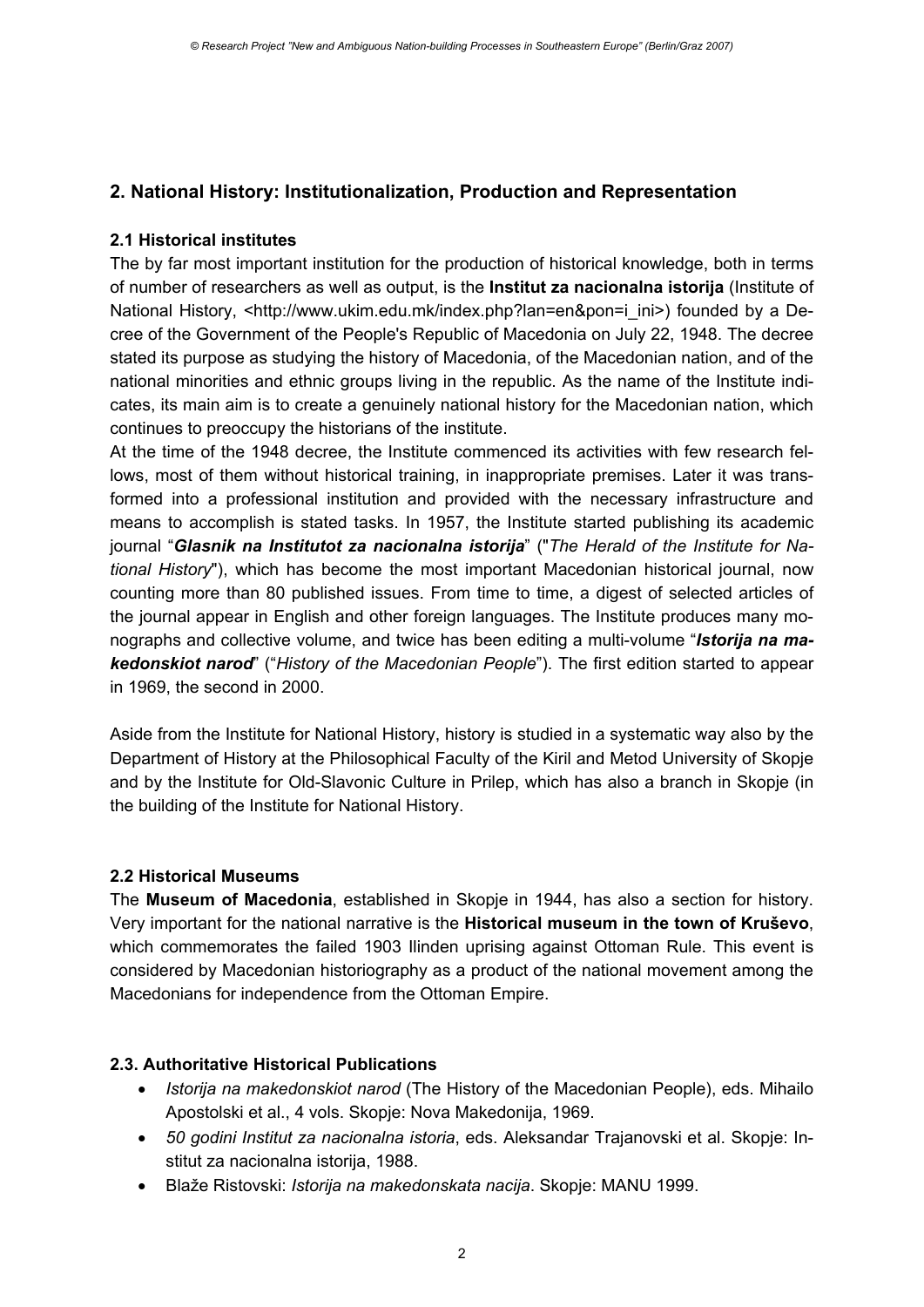## 2. National History: Institutionalization, Production and Representation

### 2.1 Historical institutes

The by far most important institution for the production of historical knowledge, both in terms of number of researchers as well as output, is the **Institut za nacionalna istorija** (Institute of National History, <http://www.ukim.edu.mk/index.php?lan=en&pon=i_ini>) founded by a Decree of the Government of the People's Republic of Macedonia on July 22, 1948. The decree stated its purpose as studying the history of Macedonia, of the Macedonian nation, and of the national minorities and ethnic groups living in the republic. As the name of the Institute indicates, its main aim is to create a genuinely national history for the Macedonian nation, which continues to preoccupy the historians of the institute.

At the time of the 1948 decree, the Institute commenced its activities with few research fellows, most of them without historical training, in inappropriate premises. Later it was transformed into a professional institution and provided with the necessary infrastructure and means to accomplish is stated tasks. In 1957, the Institute started publishing its academic journal "***Glasnik na Institutot za nacionalna istorija***" ("*The Herald of the Institute for National History*"), which has become the most important Macedonian historical journal, now counting more than 80 published issues. From time to time, a digest of selected articles of the journal appear in English and other foreign languages. The Institute produces many monographs and collective volume, and twice has been editing a multi-volume "***Istorija na makedonskiot narod***" ("*History of the Macedonian People*"). The first edition started to appear in 1969, the second in 2000.

Aside from the Institute for National History, history is studied in a systematic way also by the Department of History at the Philosophical Faculty of the Kiril and Metod University of Skopje and by the Institute for Old-Slavonic Culture in Prilep, which has also a branch in Skopje (in the building of the Institute for National History.

### 2.2 Historical Museums

The **Museum of Macedonia**, established in Skopje in 1944, has also a section for history. Very important for the national narrative is the **Historical museum in the town of Kruševo**, which commemorates the failed 1903 Ilinden uprising against Ottoman Rule. This event is considered by Macedonian historiography as a product of the national movement among the Macedonians for independence from the Ottoman Empire.

### 2.3. Authoritative Historical Publications

- *Istorija na makedonskiot narod* (The History of the Macedonian People), eds. Mihailo Apostolski et al., 4 vols. Skopje: Nova Makedonija, 1969.
- *50 godini Institut za nacionalna istoria*, eds. Aleksandar Trajanovski et al. Skopje: Institut za nacionalna istorija, 1988.
- Blaže Ristovski: *Istorija na makedonskata nacija*. Skopje: MANU 1999.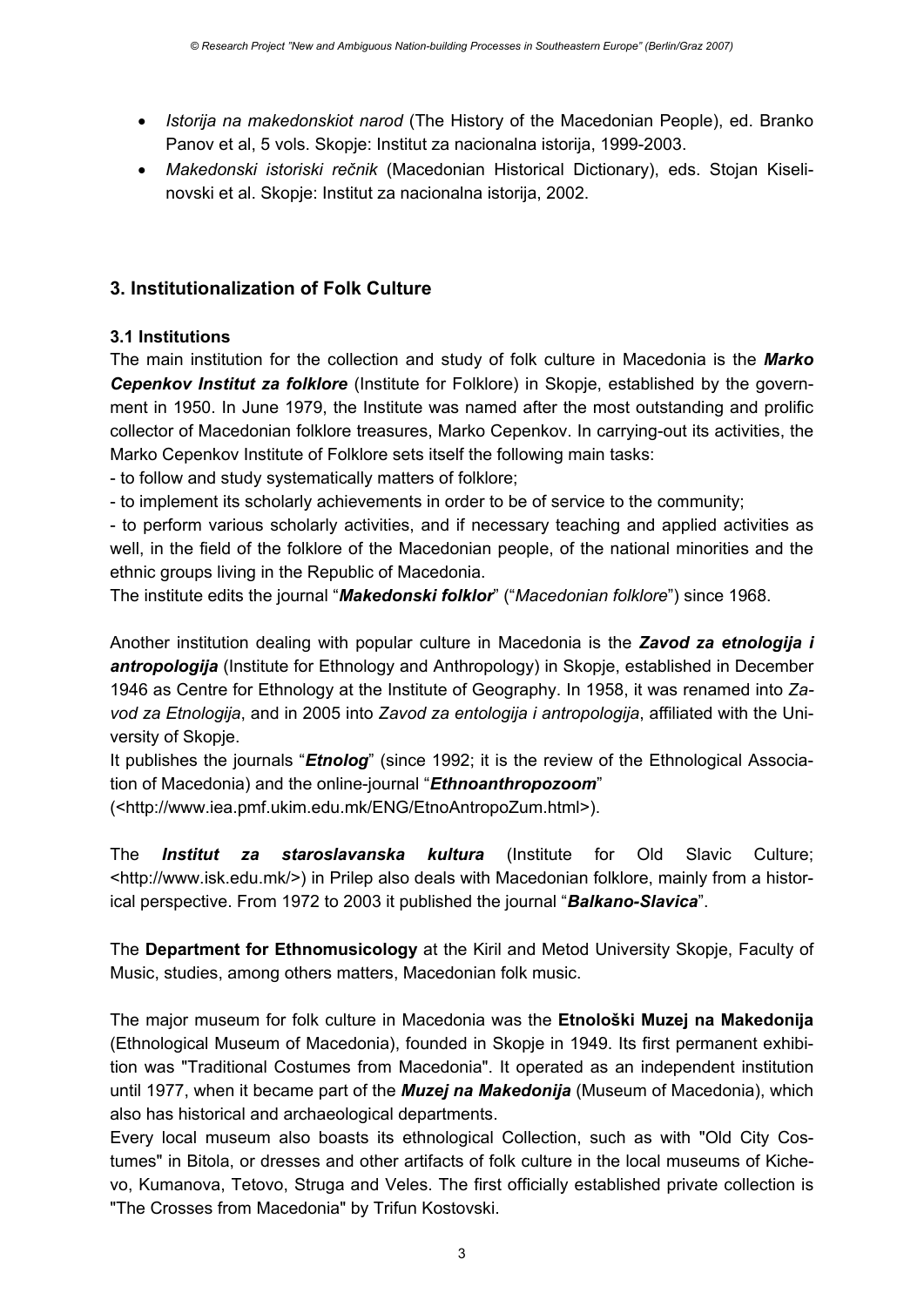- *Istorija na makedonskiot narod* (The History of the Macedonian People), ed. Branko Panov et al, 5 vols. Skopje: Institut za nacionalna istorija, 1999-2003.
- *Makedonski istoriski rečnik* (Macedonian Historical Dictionary), eds. Stojan Kiselinovski et al. Skopje: Institut za nacionalna istorija, 2002.

## 3. Institutionalization of Folk Culture

### 3.1 Institutions

The main institution for the collection and study of folk culture in Macedonia is the ***Marko Cepenkov Institut za folklore*** (Institute for Folklore) in Skopje, established by the government in 1950. In June 1979, the Institute was named after the most outstanding and prolific collector of Macedonian folklore treasures, Marko Cepenkov. In carrying-out its activities, the Marko Cepenkov Institute of Folklore sets itself the following main tasks:

- to follow and study systematically matters of folklore;
- to implement its scholarly achievements in order to be of service to the community;
- to perform various scholarly activities, and if necessary teaching and applied activities as well, in the field of the folklore of the Macedonian people, of the national minorities and the ethnic groups living in the Republic of Macedonia.

The institute edits the journal "***Makedonski folklor***" ("*Macedonian folklore*") since 1968.

Another institution dealing with popular culture in Macedonia is the ***Zavod za etnologija i antropologija*** (Institute for Ethnology and Anthropology) in Skopje, established in December 1946 as Centre for Ethnology at the Institute of Geography. In 1958, it was renamed into *Zavod za Etnologija*, and in 2005 into *Zavod za entologija i antropologija*, affiliated with the University of Skopje.

It publishes the journals "***Etnolog***" (since 1992; it is the review of the Ethnological Association of Macedonia) and the online-journal "***Ethnoanthropozoom***" (<http://www.iea.pmf.ukim.edu.mk/ENG/EtnoAntropoZum.html>).

The ***Institut za staroslavanska kultura*** (Institute for Old Slavic Culture; <http://www.isk.edu.mk/>) in Prilep also deals with Macedonian folklore, mainly from a historical perspective. From 1972 to 2003 it published the journal "***Balkano-Slavica***".

The **Department for Ethnomusicology** at the Kiril and Metod University Skopje, Faculty of Music, studies, among others matters, Macedonian folk music.

The major museum for folk culture in Macedonia was the **Etnološki Muzej na Makedonija** (Ethnological Museum of Macedonia), founded in Skopje in 1949. Its first permanent exhibition was "Traditional Costumes from Macedonia". It operated as an independent institution until 1977, when it became part of the ***Muzej na Makedonija*** (Museum of Macedonia), which also has historical and archaeological departments.

Every local museum also boasts its ethnological Collection, such as with "Old City Costumes" in Bitola, or dresses and other artifacts of folk culture in the local museums of Kichevo, Kumanova, Tetovo, Struga and Veles. The first officially established private collection is "The Crosses from Macedonia" by Trifun Kostovski.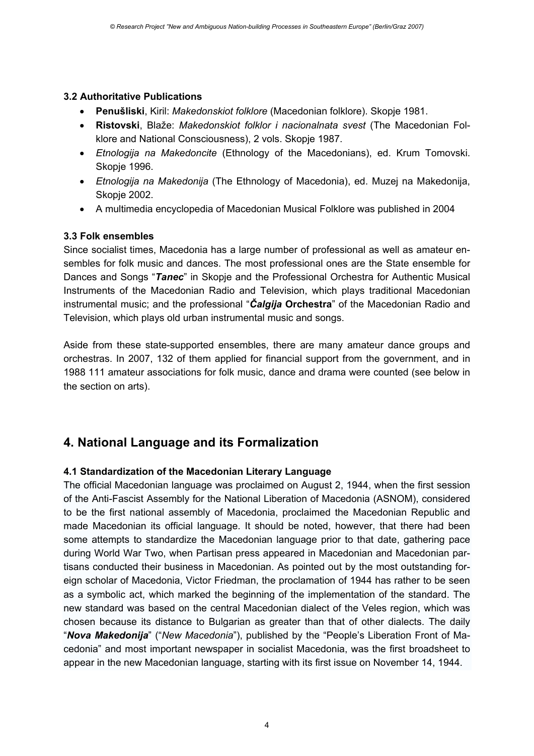### 3.2 Authoritative Publications

- **Penušliski**, Kiril: *Makedonskiot folklore* (Macedonian folklore). Skopje 1981.
- **Ristovski**, Blaže: *Makedonskiot folklor i nacionalnata svest* (The Macedonian Folklore and National Consciousness), 2 vols. Skopje 1987.
- *Etnologija na Makedoncite* (Ethnology of the Macedonians), ed. Krum Tomovski. Skopje 1996.
- *Etnologija na Makedonija* (The Ethnology of Macedonia), ed. Muzej na Makedonija, Skopje 2002.
- A multimedia encyclopedia of Macedonian Musical Folklore was published in 2004

### 3.3 Folk ensembles

Since socialist times, Macedonia has a large number of professional as well as amateur ensembles for folk music and dances. The most professional ones are the State ensemble for Dances and Songs "***Tanec***" in Skopje and the Professional Orchestra for Authentic Musical Instruments of the Macedonian Radio and Television, which plays traditional Macedonian instrumental music; and the professional "***Čalgija*** **Orchestra**" of the Macedonian Radio and Television, which plays old urban instrumental music and songs.

Aside from these state-supported ensembles, there are many amateur dance groups and orchestras. In 2007, 132 of them applied for financial support from the government, and in 1988 111 amateur associations for folk music, dance and drama were counted (see below in the section on arts).

## 4. National Language and its Formalization

### 4.1 Standardization of the Macedonian Literary Language

The official Macedonian language was proclaimed on August 2, 1944, when the first session of the Anti-Fascist Assembly for the National Liberation of Macedonia (ASNOM), considered to be the first national assembly of Macedonia, proclaimed the Macedonian Republic and made Macedonian its official language. It should be noted, however, that there had been some attempts to standardize the Macedonian language prior to that date, gathering pace during World War Two, when Partisan press appeared in Macedonian and Macedonian partisans conducted their business in Macedonian. As pointed out by the most outstanding foreign scholar of Macedonia, Victor Friedman, the proclamation of 1944 has rather to be seen as a symbolic act, which marked the beginning of the implementation of the standard. The new standard was based on the central Macedonian dialect of the Veles region, which was chosen because its distance to Bulgarian as greater than that of other dialects. The daily "***Nova Makedonija***" ("*New Macedonia*"), published by the "People's Liberation Front of Macedonia" and most important newspaper in socialist Macedonia, was the first broadsheet to appear in the new Macedonian language, starting with its first issue on November 14, 1944.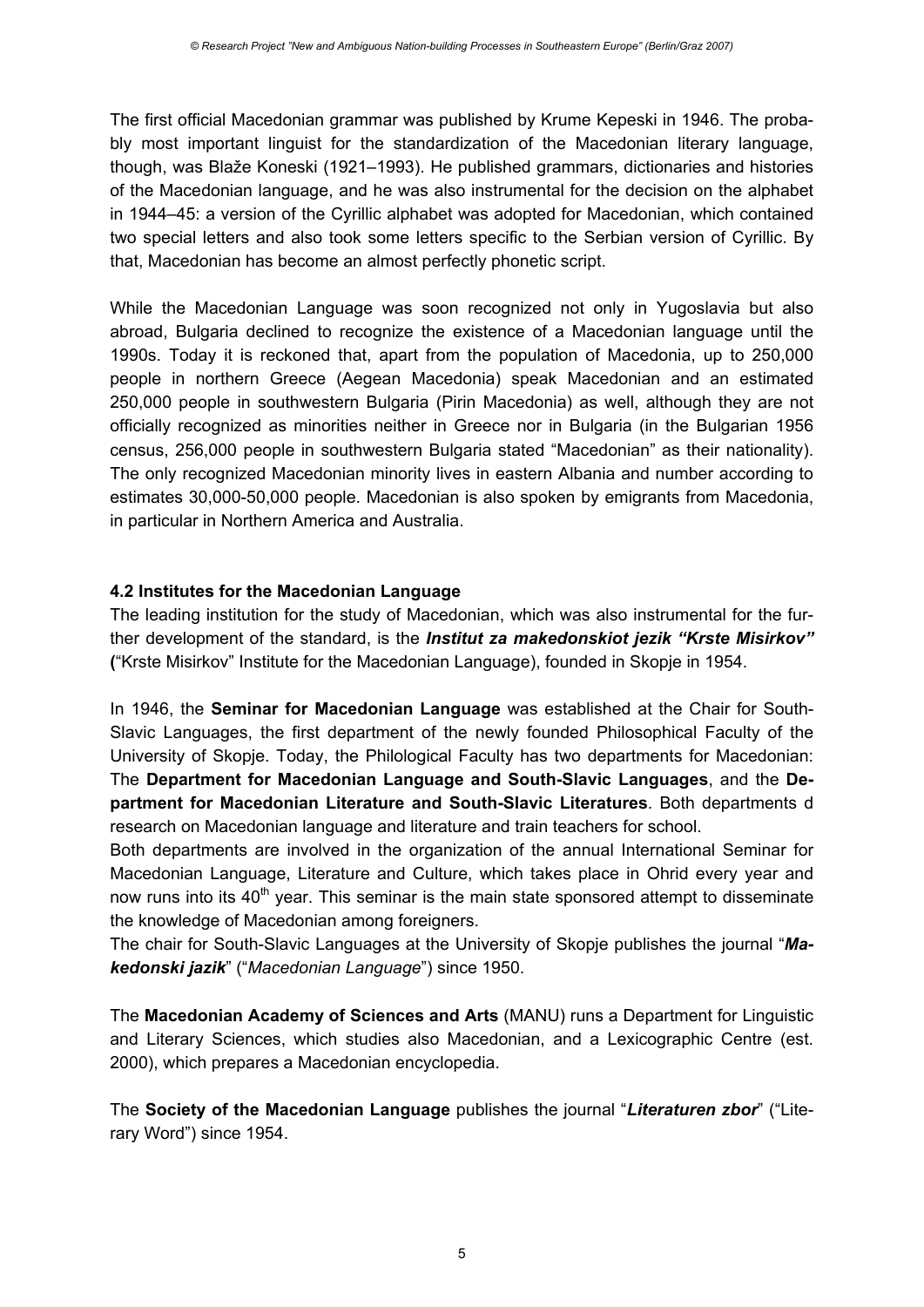The first official Macedonian grammar was published by Krume Kepeski in 1946. The probably most important linguist for the standardization of the Macedonian literary language, though, was Blaže Koneski (1921–1993). He published grammars, dictionaries and histories of the Macedonian language, and he was also instrumental for the decision on the alphabet in 1944–45: a version of the Cyrillic alphabet was adopted for Macedonian, which contained two special letters and also took some letters specific to the Serbian version of Cyrillic. By that, Macedonian has become an almost perfectly phonetic script.

While the Macedonian Language was soon recognized not only in Yugoslavia but also abroad, Bulgaria declined to recognize the existence of a Macedonian language until the 1990s. Today it is reckoned that, apart from the population of Macedonia, up to 250,000 people in northern Greece (Aegean Macedonia) speak Macedonian and an estimated 250,000 people in southwestern Bulgaria (Pirin Macedonia) as well, although they are not officially recognized as minorities neither in Greece nor in Bulgaria (in the Bulgarian 1956 census, 256,000 people in southwestern Bulgaria stated "Macedonian" as their nationality). The only recognized Macedonian minority lives in eastern Albania and number according to estimates 30,000-50,000 people. Macedonian is also spoken by emigrants from Macedonia, in particular in Northern America and Australia.

### 4.2 Institutes for the Macedonian Language

The leading institution for the study of Macedonian, which was also instrumental for the further development of the standard, is the ***Institut za makedonskiot jezik "Krste Misirkov"*** **(**"Krste Misirkov" Institute for the Macedonian Language), founded in Skopje in 1954.

In 1946, the **Seminar for Macedonian Language** was established at the Chair for South-Slavic Languages, the first department of the newly founded Philosophical Faculty of the University of Skopje. Today, the Philological Faculty has two departments for Macedonian: The **Department for Macedonian Language and South-Slavic Languages**, and the **Department for Macedonian Literature and South-Slavic Literatures**. Both departments d research on Macedonian language and literature and train teachers for school.

Both departments are involved in the organization of the annual International Seminar for Macedonian Language, Literature and Culture, which takes place in Ohrid every year and now runs into its 40th year. This seminar is the main state sponsored attempt to disseminate the knowledge of Macedonian among foreigners.

The chair for South-Slavic Languages at the University of Skopje publishes the journal "***Makedonski jazik***" ("*Macedonian Language*") since 1950.

The **Macedonian Academy of Sciences and Arts** (MANU) runs a Department for Linguistic and Literary Sciences, which studies also Macedonian, and a Lexicographic Centre (est. 2000), which prepares a Macedonian encyclopedia.

The **Society of the Macedonian Language** publishes the journal "***Literaturen zbor***" ("Literary Word") since 1954.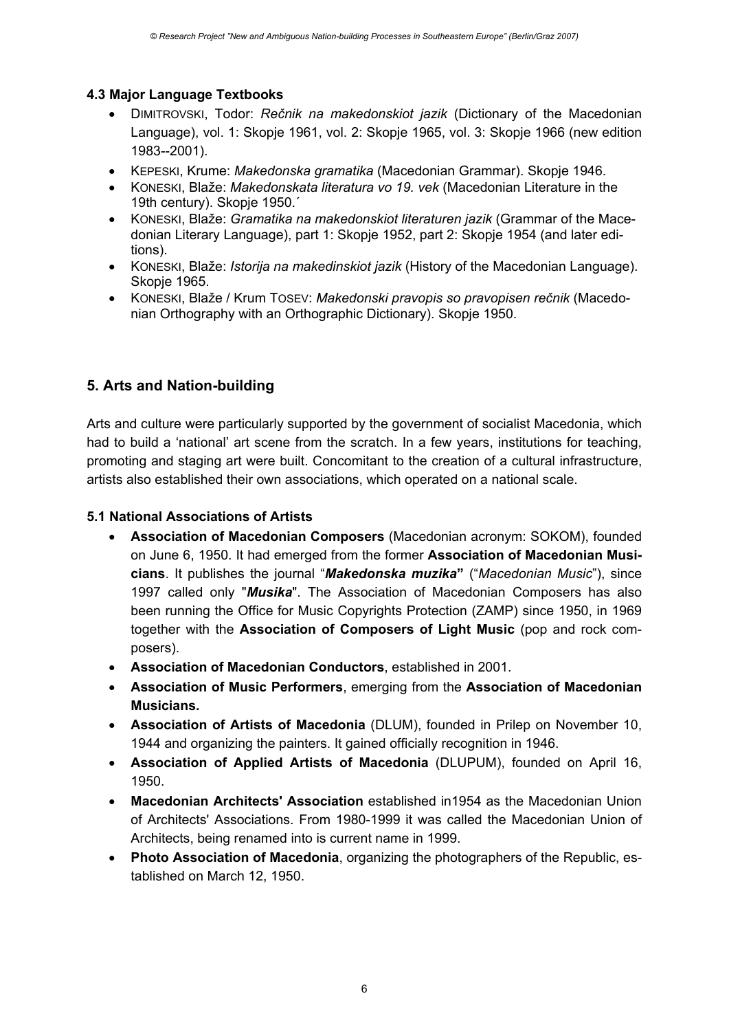### 4.3 Major Language Textbooks

- DIMITROVSKI, Todor: *Rečnik na makedonskiot jazik* (Dictionary of the Macedonian Language), vol. 1: Skopje 1961, vol. 2: Skopje 1965, vol. 3: Skopje 1966 (new edition 1983--2001).
- KEPESKI, Krume: *Makedonska gramatika* (Macedonian Grammar). Skopje 1946.
- KONESKI, Blaže: *Makedonskata literatura vo 19. vek* (Macedonian Literature in the 19th century). Skopje 1950.´
- KONESKI, Blaže: *Gramatika na makedonskiot literaturen jazik* (Grammar of the Macedonian Literary Language), part 1: Skopje 1952, part 2: Skopje 1954 (and later editions).
- KONESKI, Blaže: *Istorija na makedinskiot jazik* (History of the Macedonian Language). Skopje 1965.
- KONESKI, Blaže / Krum TOSEV: *Makedonski pravopis so pravopisen rečnik* (Macedonian Orthography with an Orthographic Dictionary). Skopje 1950.

## 5. Arts and Nation-building

Arts and culture were particularly supported by the government of socialist Macedonia, which had to build a 'national' art scene from the scratch. In a few years, institutions for teaching, promoting and staging art were built. Concomitant to the creation of a cultural infrastructure, artists also established their own associations, which operated on a national scale.

### 5.1 National Associations of Artists

- **Association of Macedonian Composers** (Macedonian acronym: SOKOM), founded on June 6, 1950. It had emerged from the former **Association of Macedonian Musicians**. It publishes the journal "***Makedonska muzika***" ("*Macedonian Music*"), since 1997 called only "***Musika***". The Association of Macedonian Composers has also been running the Office for Music Copyrights Protection (ZAMP) since 1950, in 1969 together with the **Association of Composers of Light Music** (pop and rock composers).
- **Association of Macedonian Conductors**, established in 2001.
- **Association of Music Performers**, emerging from the **Association of Macedonian Musicians.**
- **Association of Artists of Macedonia** (DLUM), founded in Prilep on November 10, 1944 and organizing the painters. It gained officially recognition in 1946.
- **Association of Applied Artists of Macedonia** (DLUPUM), founded on April 16, 1950.
- **Macedonian Architects' Association** established in1954 as the Macedonian Union of Architects' Associations. From 1980-1999 it was called the Macedonian Union of Architects, being renamed into is current name in 1999.
- **Photo Association of Macedonia**, organizing the photographers of the Republic, established on March 12, 1950.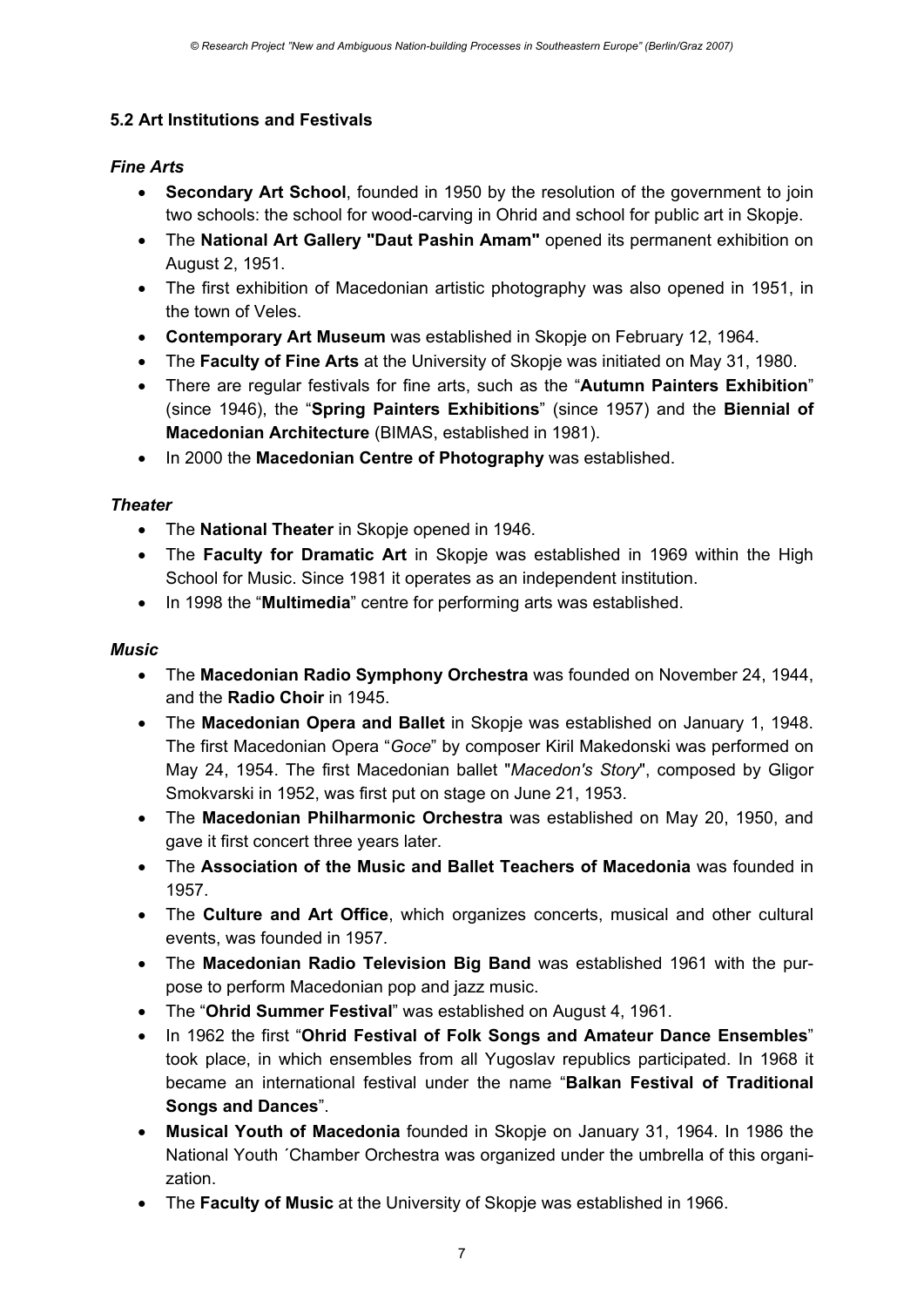### 5.2 Art Institutions and Festivals

#### *Fine Arts*

- **Secondary Art School**, founded in 1950 by the resolution of the government to join two schools: the school for wood-carving in Ohrid and school for public art in Skopje.
- The **National Art Gallery "Daut Pashin Amam"** opened its permanent exhibition on August 2, 1951.
- The first exhibition of Macedonian artistic photography was also opened in 1951, in the town of Veles.
- **Contemporary Art Museum** was established in Skopje on February 12, 1964.
- The **Faculty of Fine Arts** at the University of Skopje was initiated on May 31, 1980.
- There are regular festivals for fine arts, such as the "**Autumn Painters Exhibition**" (since 1946), the "**Spring Painters Exhibitions**" (since 1957) and the **Biennial of Macedonian Architecture** (BIMAS, established in 1981).
- In 2000 the **Macedonian Centre of Photography** was established.

#### *Theater*

- The **National Theater** in Skopje opened in 1946.
- The **Faculty for Dramatic Art** in Skopje was established in 1969 within the High School for Music. Since 1981 it operates as an independent institution.
- In 1998 the "**Multimedia**" centre for performing arts was established.

#### *Music*

- The **Macedonian Radio Symphony Orchestra** was founded on November 24, 1944, and the **Radio Choir** in 1945.
- The **Macedonian Opera and Ballet** in Skopje was established on January 1, 1948. The first Macedonian Opera "*Goce*" by composer Kiril Makedonski was performed on May 24, 1954. The first Macedonian ballet "*Macedon's Story*", composed by Gligor Smokvarski in 1952, was first put on stage on June 21, 1953.
- The **Macedonian Philharmonic Orchestra** was established on May 20, 1950, and gave it first concert three years later.
- The **Association of the Music and Ballet Teachers of Macedonia** was founded in 1957.
- The **Culture and Art Office**, which organizes concerts, musical and other cultural events, was founded in 1957.
- The **Macedonian Radio Television Big Band** was established 1961 with the purpose to perform Macedonian pop and jazz music.
- The "**Ohrid Summer Festival**" was established on August 4, 1961.
- In 1962 the first "**Ohrid Festival of Folk Songs and Amateur Dance Ensembles**" took place, in which ensembles from all Yugoslav republics participated. In 1968 it became an international festival under the name "**Balkan Festival of Traditional Songs and Dances**".
- **Musical Youth of Macedonia** founded in Skopje on January 31, 1964. In 1986 the National Youth ´Chamber Orchestra was organized under the umbrella of this organization.
- The **Faculty of Music** at the University of Skopje was established in 1966.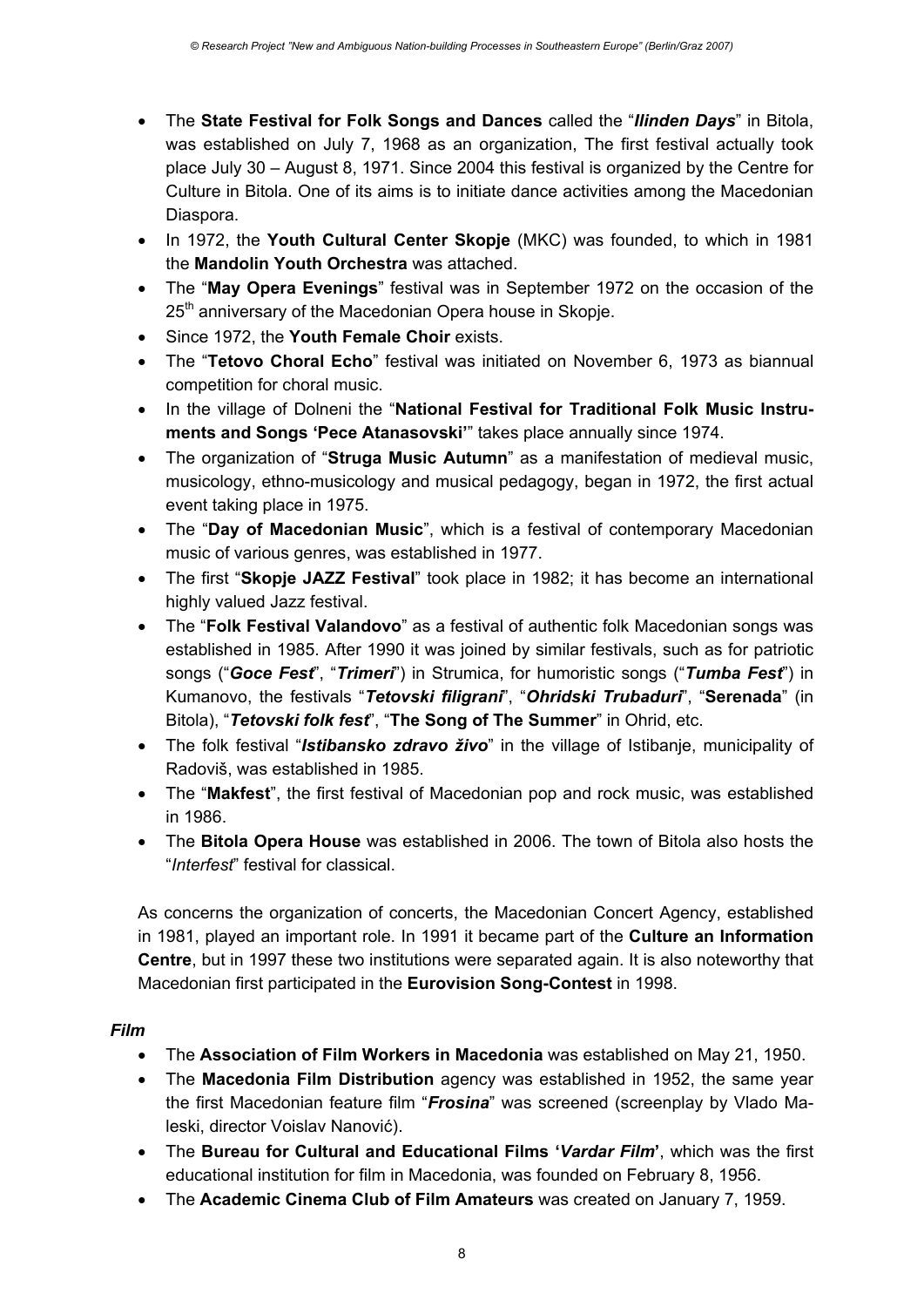- The **State Festival for Folk Songs and Dances** called the "***Ilinden Days***" in Bitola, was established on July 7, 1968 as an organization, The first festival actually took place July 30 – August 8, 1971. Since 2004 this festival is organized by the Centre for Culture in Bitola. One of its aims is to initiate dance activities among the Macedonian Diaspora.
- In 1972, the **Youth Cultural Center Skopje** (MKC) was founded, to which in 1981 the **Mandolin Youth Orchestra** was attached.
- The "**May Opera Evenings**" festival was in September 1972 on the occasion of the 25th anniversary of the Macedonian Opera house in Skopje.
- Since 1972, the **Youth Female Choir** exists.
- The "**Tetovo Choral Echo**" festival was initiated on November 6, 1973 as biannual competition for choral music.
- In the village of Dolneni the "**National Festival for Traditional Folk Music Instruments and Songs 'Pece Atanasovski'**" takes place annually since 1974.
- The organization of "**Struga Music Autumn**" as a manifestation of medieval music, musicology, ethno-musicology and musical pedagogy, began in 1972, the first actual event taking place in 1975.
- The "**Day of Macedonian Music**", which is a festival of contemporary Macedonian music of various genres, was established in 1977.
- The first "**Skopje JAZZ Festival**" took place in 1982; it has become an international highly valued Jazz festival.
- The "**Folk Festival Valandovo**" as a festival of authentic folk Macedonian songs was established in 1985. After 1990 it was joined by similar festivals, such as for patriotic songs ("***Goce Fest***", "***Trimeri***") in Strumica, for humoristic songs ("***Tumba Fest***") in Kumanovo, the festivals "***Tetovski filigrani***", "***Ohridski Trubaduri***", "**Serenada**" (in Bitola), "***Tetovski folk fest***", "**The Song of The Summer**" in Ohrid, etc.
- The folk festival "***Istibansko zdravo živo***" in the village of Istibanje, municipality of Radoviš, was established in 1985.
- The "**Makfest**", the first festival of Macedonian pop and rock music, was established in 1986.
- The **Bitola Opera House** was established in 2006. The town of Bitola also hosts the "*Interfest*" festival for classical.

As concerns the organization of concerts, the Macedonian Concert Agency, established in 1981, played an important role. In 1991 it became part of the **Culture an Information Centre**, but in 1997 these two institutions were separated again. It is also noteworthy that Macedonian first participated in the **Eurovision Song-Contest** in 1998.

### *Film*

- The **Association of Film Workers in Macedonia** was established on May 21, 1950.
- The **Macedonia Film Distribution** agency was established in 1952, the same year the first Macedonian feature film "***Frosina***" was screened (screenplay by Vlado Maleski, director Voislav Nanović).
- The **Bureau for Cultural and Educational Films '*Vardar Film*'**, which was the first educational institution for film in Macedonia, was founded on February 8, 1956.
- The **Academic Cinema Club of Film Amateurs** was created on January 7, 1959.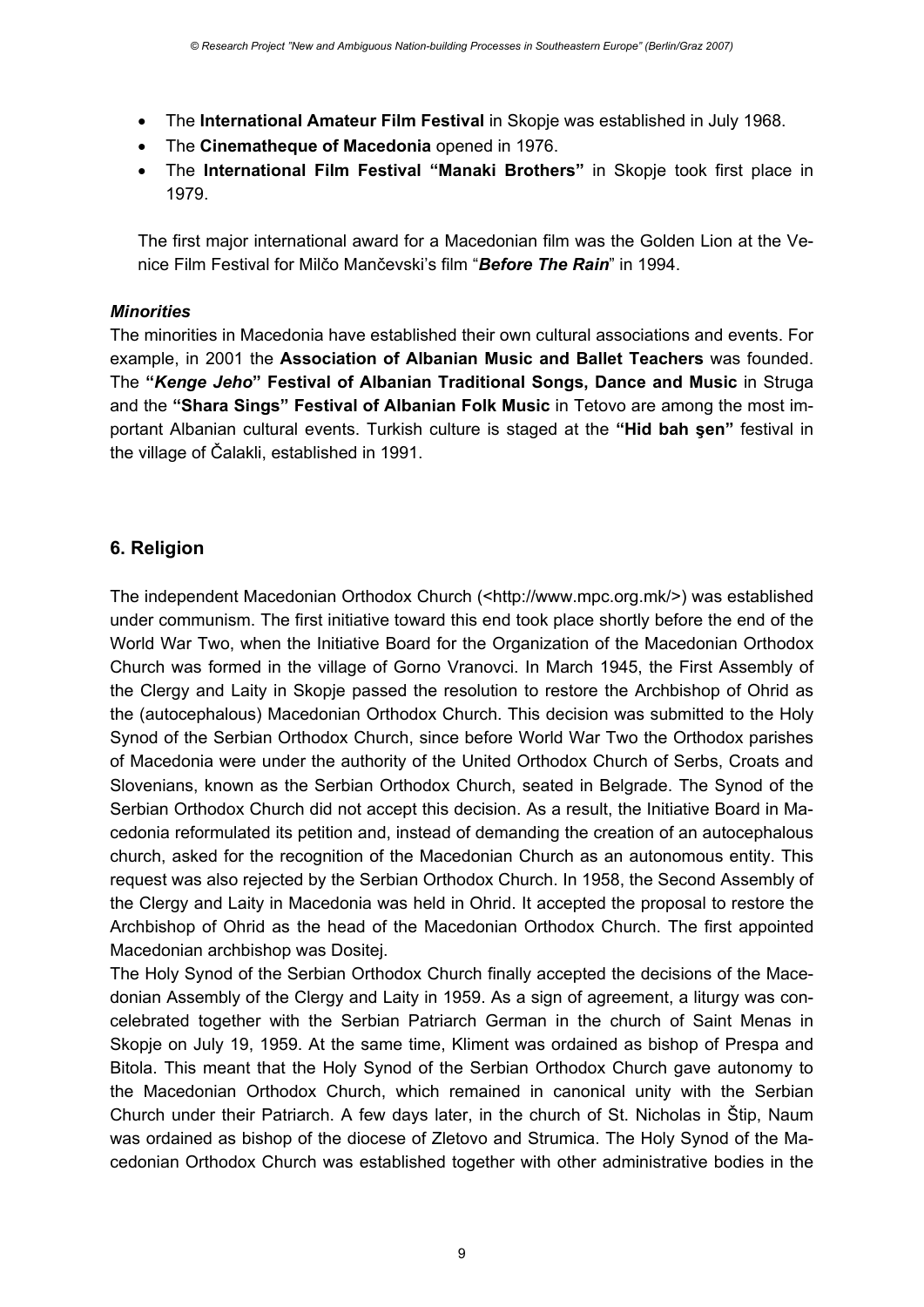- The **International Amateur Film Festival** in Skopje was established in July 1968.
- The **Cinematheque of Macedonia** opened in 1976.
- The **International Film Festival "Manaki Brothers"** in Skopje took first place in 1979.

The first major international award for a Macedonian film was the Golden Lion at the Venice Film Festival for Milčo Mančevski's film "***Before The Rain***" in 1994.

***Minorities***

The minorities in Macedonia have established their own cultural associations and events. For example, in 2001 the **Association of Albanian Music and Ballet Teachers** was founded. The **"*Kenge Jeho*" Festival of Albanian Traditional Songs, Dance and Music** in Struga and the **"Shara Sings" Festival of Albanian Folk Music** in Tetovo are among the most important Albanian cultural events. Turkish culture is staged at the **"Hid bah şen"** festival in the village of Čalakli, established in 1991.

## 6. Religion

The independent Macedonian Orthodox Church (<http://www.mpc.org.mk/>) was established under communism. The first initiative toward this end took place shortly before the end of the World War Two, when the Initiative Board for the Organization of the Macedonian Orthodox Church was formed in the village of Gorno Vranovci. In March 1945, the First Assembly of the Clergy and Laity in Skopje passed the resolution to restore the Archbishop of Ohrid as the (autocephalous) Macedonian Orthodox Church. This decision was submitted to the Holy Synod of the Serbian Orthodox Church, since before World War Two the Orthodox parishes of Macedonia were under the authority of the United Orthodox Church of Serbs, Croats and Slovenians, known as the Serbian Orthodox Church, seated in Belgrade. The Synod of the Serbian Orthodox Church did not accept this decision. As a result, the Initiative Board in Macedonia reformulated its petition and, instead of demanding the creation of an autocephalous church, asked for the recognition of the Macedonian Church as an autonomous entity. This request was also rejected by the Serbian Orthodox Church. In 1958, the Second Assembly of the Clergy and Laity in Macedonia was held in Ohrid. It accepted the proposal to restore the Archbishop of Ohrid as the head of the Macedonian Orthodox Church. The first appointed Macedonian archbishop was Dositej.

The Holy Synod of the Serbian Orthodox Church finally accepted the decisions of the Macedonian Assembly of the Clergy and Laity in 1959. As a sign of agreement, a liturgy was concelebrated together with the Serbian Patriarch German in the church of Saint Menas in Skopje on July 19, 1959. At the same time, Kliment was ordained as bishop of Prespa and Bitola. This meant that the Holy Synod of the Serbian Orthodox Church gave autonomy to the Macedonian Orthodox Church, which remained in canonical unity with the Serbian Church under their Patriarch. A few days later, in the church of St. Nicholas in Štip, Naum was ordained as bishop of the diocese of Zletovo and Strumica. The Holy Synod of the Macedonian Orthodox Church was established together with other administrative bodies in the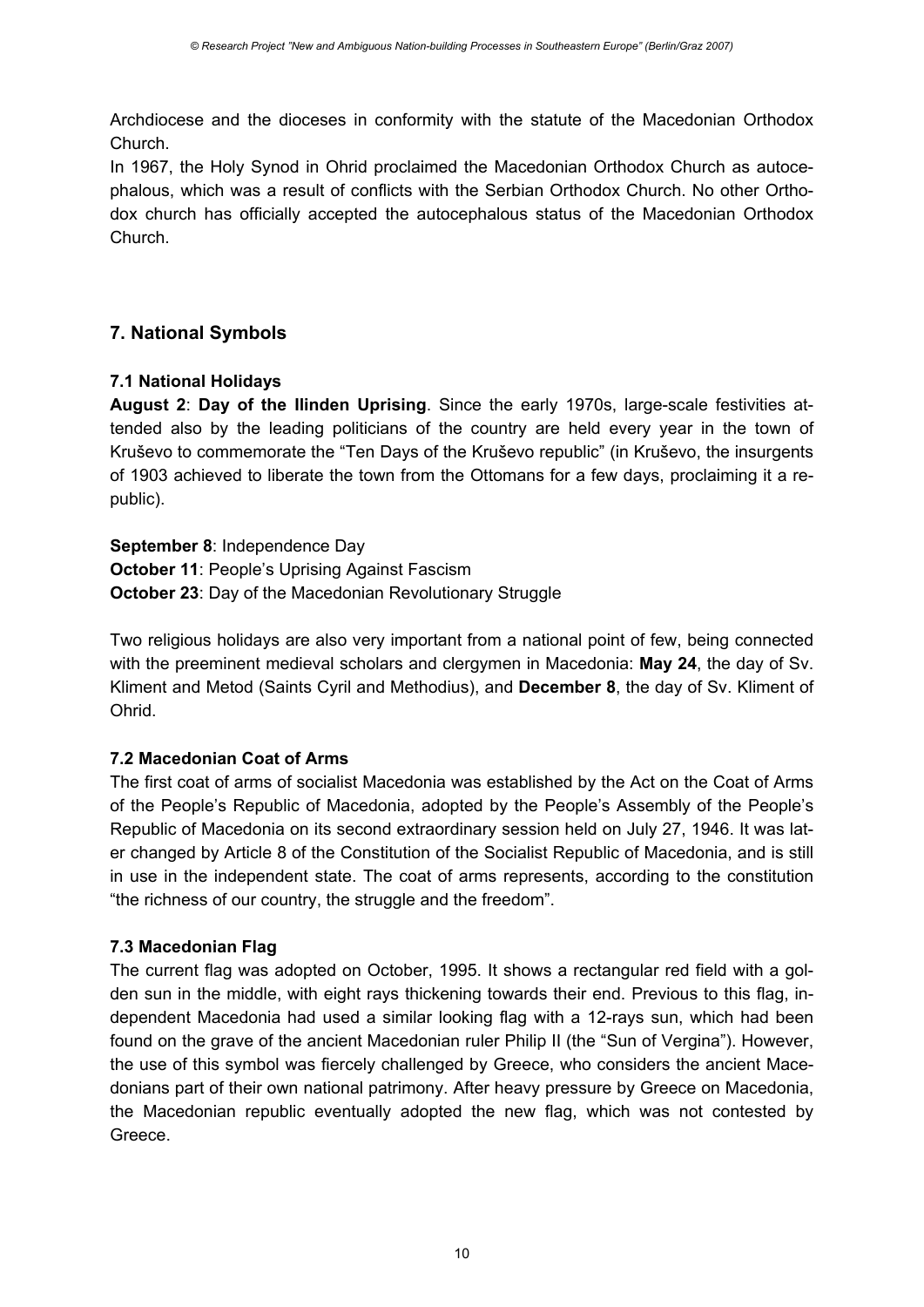Archdiocese and the dioceses in conformity with the statute of the Macedonian Orthodox Church.

In 1967, the Holy Synod in Ohrid proclaimed the Macedonian Orthodox Church as autocephalous, which was a result of conflicts with the Serbian Orthodox Church. No other Orthodox church has officially accepted the autocephalous status of the Macedonian Orthodox Church.

## 7. National Symbols

### 7.1 National Holidays

**August 2**: **Day of the Ilinden Uprising**. Since the early 1970s, large-scale festivities attended also by the leading politicians of the country are held every year in the town of Kruševo to commemorate the "Ten Days of the Kruševo republic" (in Kruševo, the insurgents of 1903 achieved to liberate the town from the Ottomans for a few days, proclaiming it a republic).

**September 8**: Independence Day
**October 11**: People's Uprising Against Fascism
**October 23**: Day of the Macedonian Revolutionary Struggle

Two religious holidays are also very important from a national point of few, being connected with the preeminent medieval scholars and clergymen in Macedonia: **May 24**, the day of Sv. Kliment and Metod (Saints Cyril and Methodius), and **December 8**, the day of Sv. Kliment of Ohrid.

### 7.2 Macedonian Coat of Arms

The first coat of arms of socialist Macedonia was established by the Act on the Coat of Arms of the People's Republic of Macedonia, adopted by the People's Assembly of the People's Republic of Macedonia on its second extraordinary session held on July 27, 1946. It was later changed by Article 8 of the Constitution of the Socialist Republic of Macedonia, and is still in use in the independent state. The coat of arms represents, according to the constitution "the richness of our country, the struggle and the freedom".

### 7.3 Macedonian Flag

The current flag was adopted on October, 1995. It shows a rectangular red field with a golden sun in the middle, with eight rays thickening towards their end. Previous to this flag, independent Macedonia had used a similar looking flag with a 12-rays sun, which had been found on the grave of the ancient Macedonian ruler Philip II (the "Sun of Vergina"). However, the use of this symbol was fiercely challenged by Greece, who considers the ancient Macedonians part of their own national patrimony. After heavy pressure by Greece on Macedonia, the Macedonian republic eventually adopted the new flag, which was not contested by Greece.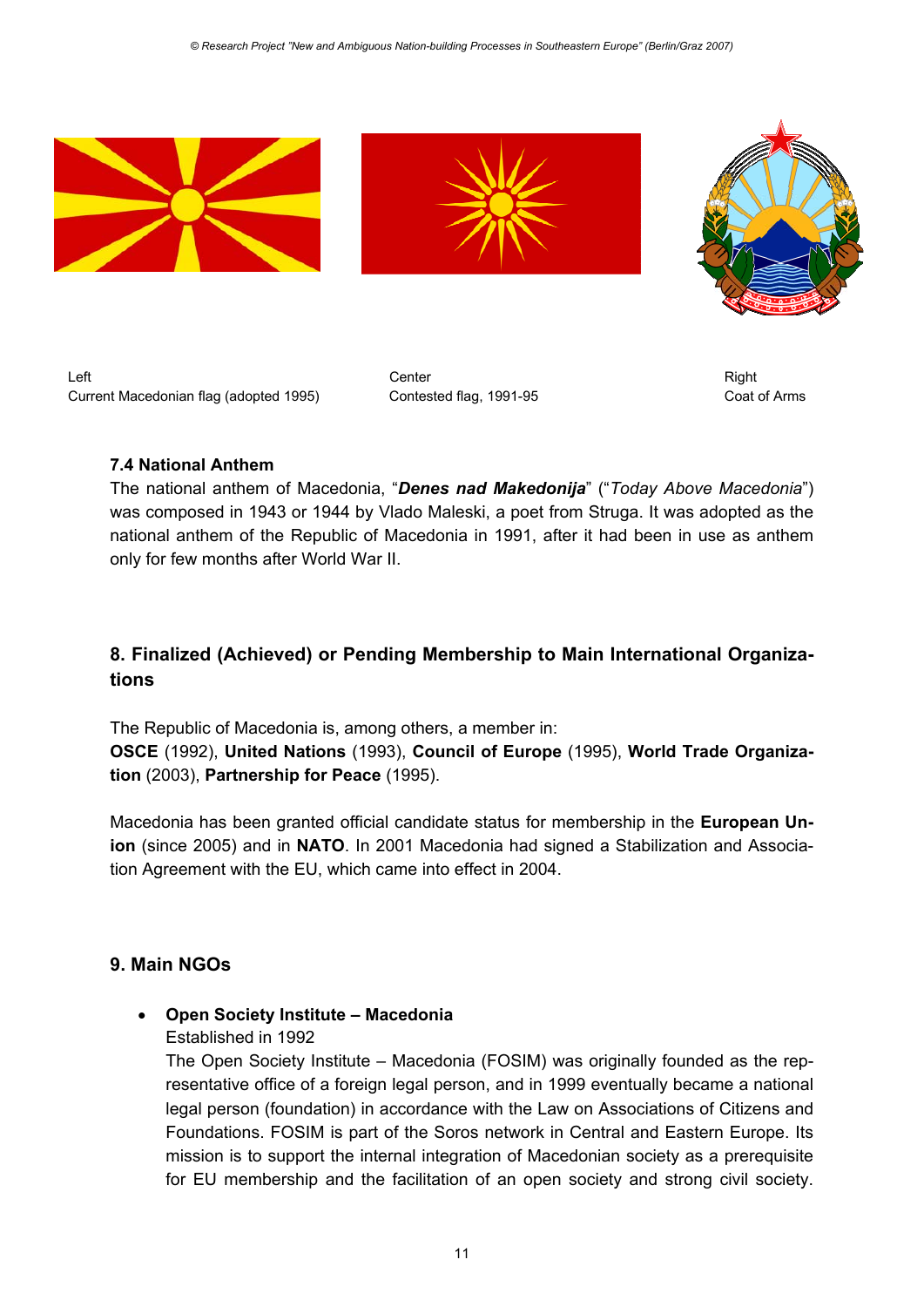Left
Current Macedonian flag (adopted 1995)

Center
Contested flag, 1991-95

Right
Coat of Arms

### 7.4 National Anthem

The national anthem of Macedonia, "***Denes nad Makedonija***" ("*Today Above Macedonia*") was composed in 1943 or 1944 by Vlado Maleski, a poet from Struga. It was adopted as the national anthem of the Republic of Macedonia in 1991, after it had been in use as anthem only for few months after World War II.

## 8. Finalized (Achieved) or Pending Membership to Main International Organizations

The Republic of Macedonia is, among others, a member in:
**OSCE** (1992), **United Nations** (1993), **Council of Europe** (1995), **World Trade Organization** (2003), **Partnership for Peace** (1995).

Macedonia has been granted official candidate status for membership in the **European Union** (since 2005) and in **NATO**. In 2001 Macedonia had signed a Stabilization and Association Agreement with the EU, which came into effect in 2004.

## 9. Main NGOs

- **Open Society Institute – Macedonia**
  Established in 1992
  The Open Society Institute – Macedonia (FOSIM) was originally founded as the representative office of a foreign legal person, and in 1999 eventually became a national legal person (foundation) in accordance with the Law on Associations of Citizens and Foundations. FOSIM is part of the Soros network in Central and Eastern Europe. Its mission is to support the internal integration of Macedonian society as a prerequisite for EU membership and the facilitation of an open society and strong civil society.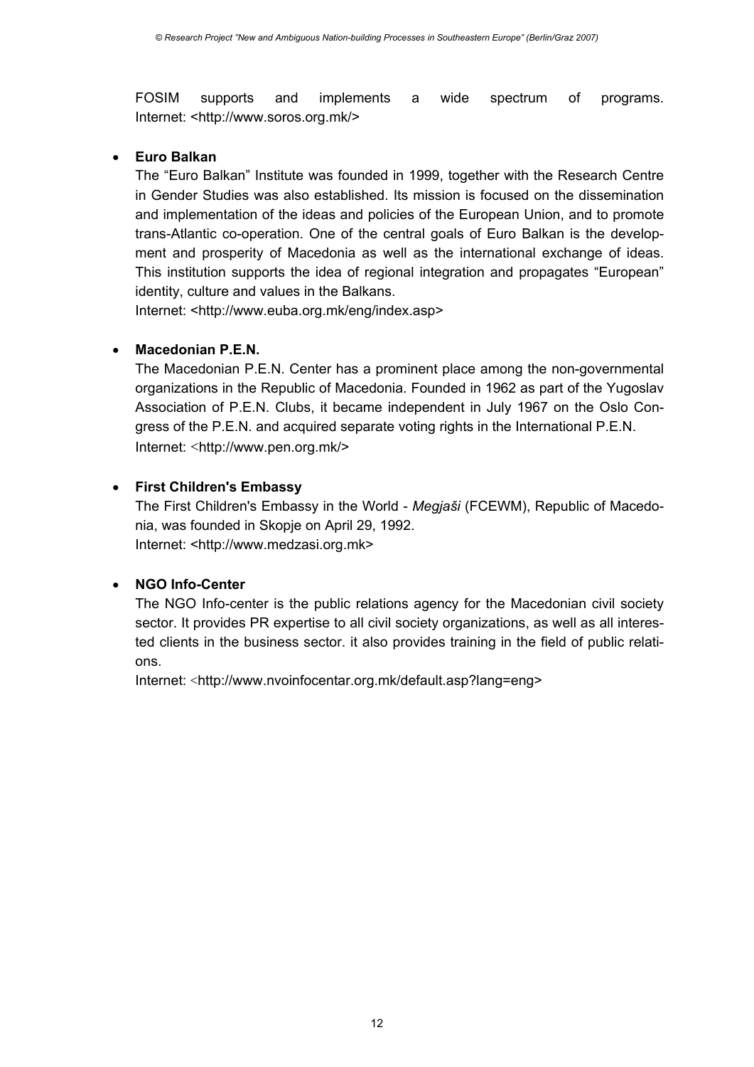FOSIM supports and implements a wide spectrum of programs. Internet: <http://www.soros.org.mk/>

- **Euro Balkan**

  The "Euro Balkan" Institute was founded in 1999, together with the Research Centre in Gender Studies was also established. Its mission is focused on the dissemination and implementation of the ideas and policies of the European Union, and to promote trans-Atlantic co-operation. One of the central goals of Euro Balkan is the development and prosperity of Macedonia as well as the international exchange of ideas. This institution supports the idea of regional integration and propagates "European" identity, culture and values in the Balkans.

  Internet: <http://www.euba.org.mk/eng/index.asp>

- **Macedonian P.E.N.**

  The Macedonian P.E.N. Center has a prominent place among the non-governmental organizations in the Republic of Macedonia. Founded in 1962 as part of the Yugoslav Association of P.E.N. Clubs, it became independent in July 1967 on the Oslo Congress of the P.E.N. and acquired separate voting rights in the International P.E.N.

  Internet: <http://www.pen.org.mk/>

- **First Children's Embassy**

  The First Children's Embassy in the World - *Megjaši* (FCEWM), Republic of Macedonia, was founded in Skopje on April 29, 1992.

  Internet: <http://www.medzasi.org.mk>

- **NGO Info-Center**

  The NGO Info-center is the public relations agency for the Macedonian civil society sector. It provides PR expertise to all civil society organizations, as well as all interested clients in the business sector. it also provides training in the field of public relations.

  Internet: <http://www.nvoinfocentar.org.mk/default.asp?lang=eng>